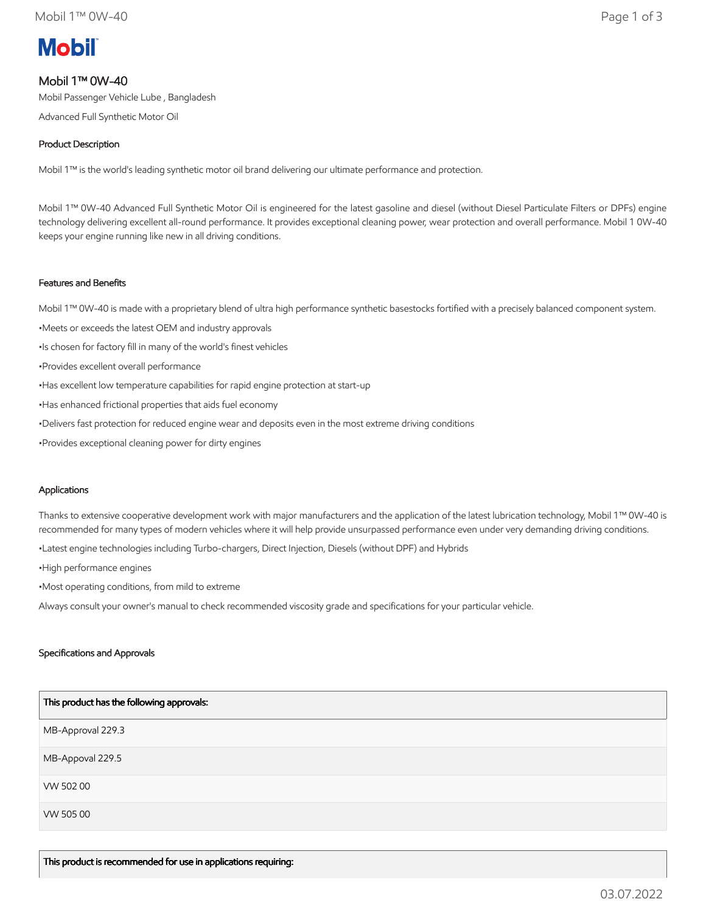**Mobil**

# Mobil 1™ 0W-40

Mobil Passenger Vehicle Lube , Bangladesh

Advanced Full Synthetic Motor Oil

## Product Description

Mobil 1™ is the world's leading synthetic motor oil brand delivering our ultimate performance and protection.

Mobil 1™ 0W-40 Advanced Full Synthetic Motor Oil is engineered for the latest gasoline and diesel (without Diesel Particulate Filters or DPFs) engine technology delivering excellent all-round performance. It provides exceptional cleaning power, wear protection and overall performance. Mobil 1 0W-40 keeps your engine running like new in all driving conditions.

## Features and Benefits

Mobil 1™ 0W-40 is made with a proprietary blend of ultra high performance synthetic basestocks fortified with a precisely balanced component system.

- Meets or exceeds the latest OEM and industry approvals
- Is chosen for factory fill in many of the world's finest vehicles
- Provides excellent overall performance
- Has excellent low temperature capabilities for rapid engine protection at start-up
- Has enhanced frictional properties that aids fuel economy
- Delivers fast protection for reduced engine wear and deposits even in the most extreme driving conditions
- Provides exceptional cleaning power for dirty engines

## Applications

Thanks to extensive cooperative development work with major manufacturers and the application of the latest lubrication technology, Mobil 1™ 0W-40 is recommended for many types of modern vehicles where it will help provide unsurpassed performance even under very demanding driving conditions.

- Latest engine technologies including Turbo-chargers, Direct Injection, Diesels (without DPF) and Hybrids
- High performance engines
- Most operating conditions, from mild to extreme

Always consult your owner's manual to check recommended viscosity grade and specifications for your particular vehicle.

## Specifications and Approvals

| This product has the following approvals: |
| --- |
| MB-Approval 229.3 |
| MB-Appoval 229.5 |
| VW 502 00 |
| VW 505 00 |

| This product is recommended for use in applications requiring: |
| --- |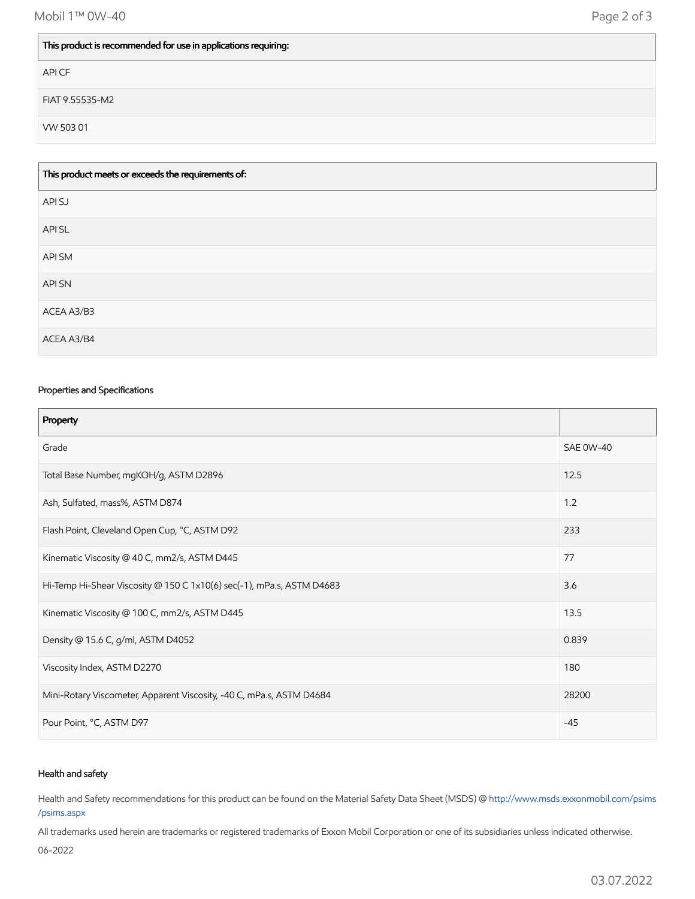| This product is recommended for use in applications requiring: |
| --- |
| API CF |
| FIAT 9.55535-M2 |
| VW 503 01 |

| This product meets or exceeds the requirements of: |
| --- |
| API SJ |
| API SL |
| API SM |
| API SN |
| ACEA A3/B3 |
| ACEA A3/B4 |

### Properties and Specifications

| Property | |
| --- | --- |
| Grade | SAE 0W-40 |
| Total Base Number, mgKOH/g, ASTM D2896 | 12.5 |
| Ash, Sulfated, mass%, ASTM D874 | 1.2 |
| Flash Point, Cleveland Open Cup, °C, ASTM D92 | 233 |
| Kinematic Viscosity @ 40 C, mm2/s, ASTM D445 | 77 |
| Hi-Temp Hi-Shear Viscosity @ 150 C 1x10(6) sec(-1), mPa.s, ASTM D4683 | 3.6 |
| Kinematic Viscosity @ 100 C, mm2/s, ASTM D445 | 13.5 |
| Density @ 15.6 C, g/ml, ASTM D4052 | 0.839 |
| Viscosity Index, ASTM D2270 | 180 |
| Mini-Rotary Viscometer, Apparent Viscosity, -40 C, mPa.s, ASTM D4684 | 28200 |
| Pour Point, °C, ASTM D97 | -45 |

### Health and safety

Health and Safety recommendations for this product can be found on the Material Safety Data Sheet (MSDS) @ http://www.msds.exxonmobil.com/psims/psims.aspx

All trademarks used herein are trademarks or registered trademarks of Exxon Mobil Corporation or one of its subsidiaries unless indicated otherwise.

06-2022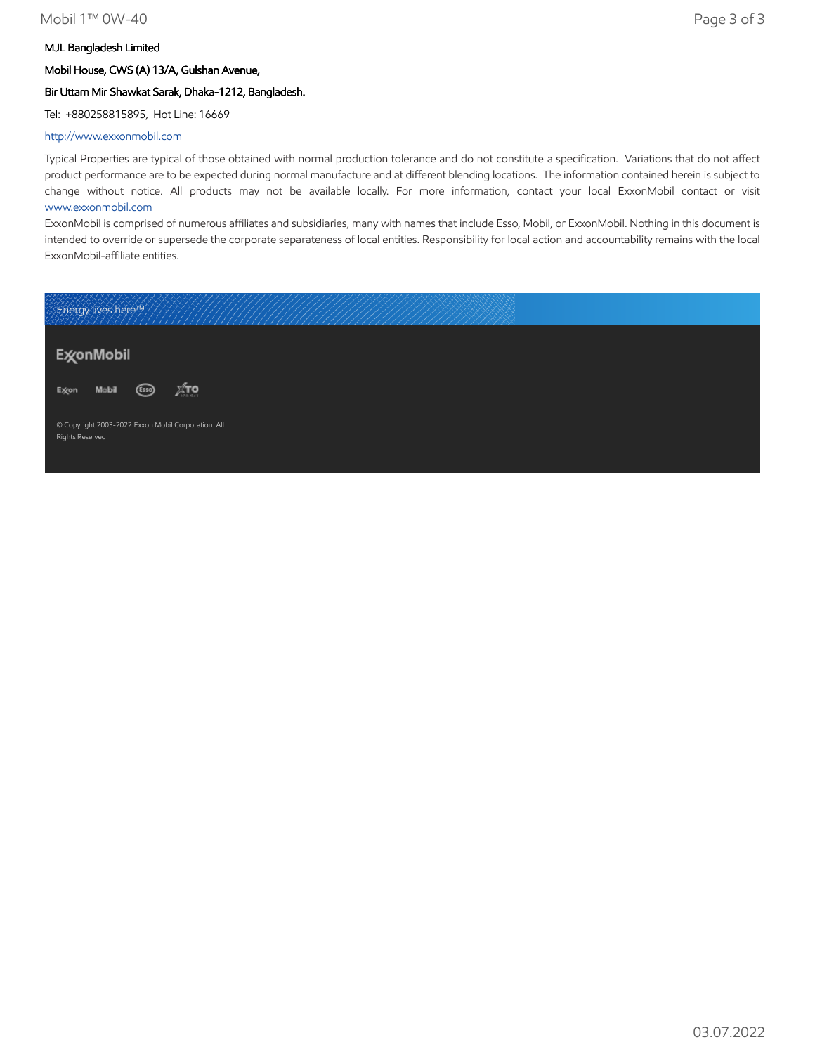MJL Bangladesh Limited

Mobil House, CWS (A) 13/A, Gulshan Avenue,

Bir Uttam Mir Shawkat Sarak, Dhaka-1212, Bangladesh.

Tel: +880258815895, Hot Line: 16669

http://www.exxonmobil.com

Typical Properties are typical of those obtained with normal production tolerance and do not constitute a specification. Variations that do not affect product performance are to be expected during normal manufacture and at different blending locations. The information contained herein is subject to change without notice. All products may not be available locally. For more information, contact your local ExxonMobil contact or visit www.exxonmobil.com

ExxonMobil is comprised of numerous affiliates and subsidiaries, many with names that include Esso, Mobil, or ExxonMobil. Nothing in this document is intended to override or supersede the corporate separateness of local entities. Responsibility for local action and accountability remains with the local ExxonMobil-affiliate entities.

Energy lives here™

ExxonMobil

Exxon Mobil Esso XTO

© Copyright 2003-2022 Exxon Mobil Corporation. All Rights Reserved

03.07.2022